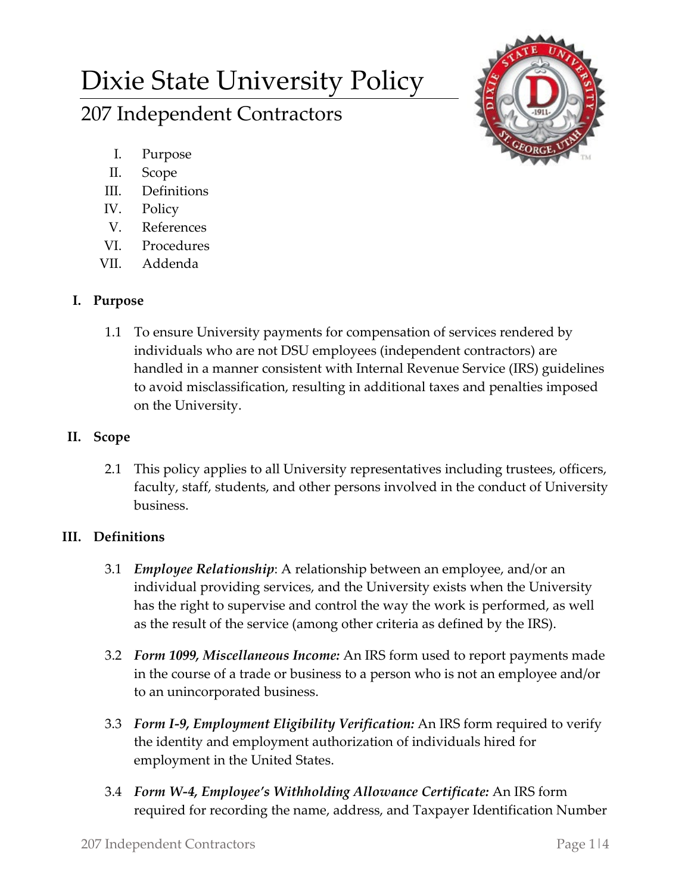# Dixie State University Policy

## 207 Independent Contractors

I. Purpose
II. Scope
III. Definitions
IV. Policy
V. References
VI. Procedures
VII. Addenda

### I. Purpose

1.1 To ensure University payments for compensation of services rendered by individuals who are not DSU employees (independent contractors) are handled in a manner consistent with Internal Revenue Service (IRS) guidelines to avoid misclassification, resulting in additional taxes and penalties imposed on the University.

### II. Scope

2.1 This policy applies to all University representatives including trustees, officers, faculty, staff, students, and other persons involved in the conduct of University business.

### III. Definitions

3.1 ***Employee Relationship***: A relationship between an employee, and/or an individual providing services, and the University exists when the University has the right to supervise and control the way the work is performed, as well as the result of the service (among other criteria as defined by the IRS).

3.2 ***Form 1099, Miscellaneous Income:*** An IRS form used to report payments made in the course of a trade or business to a person who is not an employee and/or to an unincorporated business.

3.3 ***Form I-9, Employment Eligibility Verification:*** An IRS form required to verify the identity and employment authorization of individuals hired for employment in the United States.

3.4 ***Form W-4, Employee's Withholding Allowance Certificate:*** An IRS form required for recording the name, address, and Taxpayer Identification Number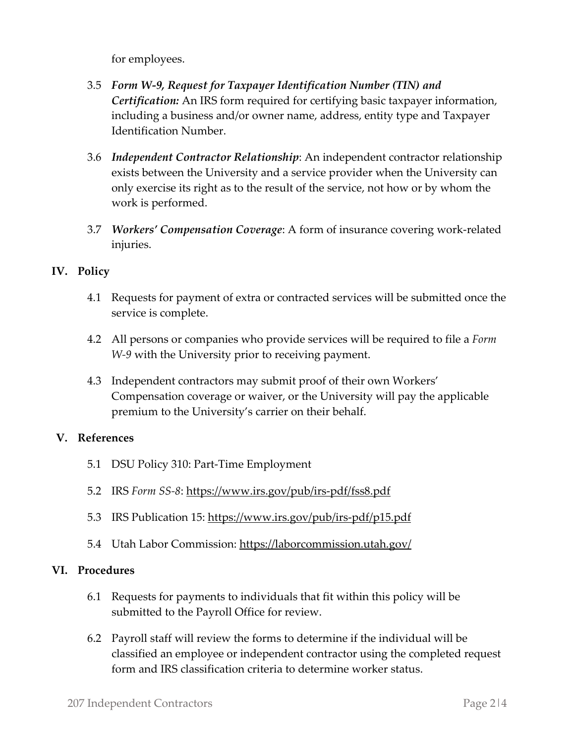for employees.

3.5 ***Form W-9, Request for Taxpayer Identification Number (TIN) and Certification:*** An IRS form required for certifying basic taxpayer information, including a business and/or owner name, address, entity type and Taxpayer Identification Number.

3.6 ***Independent Contractor Relationship***: An independent contractor relationship exists between the University and a service provider when the University can only exercise its right as to the result of the service, not how or by whom the work is performed.

3.7 ***Workers' Compensation Coverage***: A form of insurance covering work-related injuries.

## IV. Policy

4.1 Requests for payment of extra or contracted services will be submitted once the service is complete.

4.2 All persons or companies who provide services will be required to file a *Form W-9* with the University prior to receiving payment.

4.3 Independent contractors may submit proof of their own Workers' Compensation coverage or waiver, or the University will pay the applicable premium to the University's carrier on their behalf.

## V. References

5.1 DSU Policy 310: Part-Time Employment

5.2 IRS *Form SS-8*: https://www.irs.gov/pub/irs-pdf/fss8.pdf

5.3 IRS Publication 15: https://www.irs.gov/pub/irs-pdf/p15.pdf

5.4 Utah Labor Commission: https://laborcommission.utah.gov/

## VI. Procedures

6.1 Requests for payments to individuals that fit within this policy will be submitted to the Payroll Office for review.

6.2 Payroll staff will review the forms to determine if the individual will be classified an employee or independent contractor using the completed request form and IRS classification criteria to determine worker status.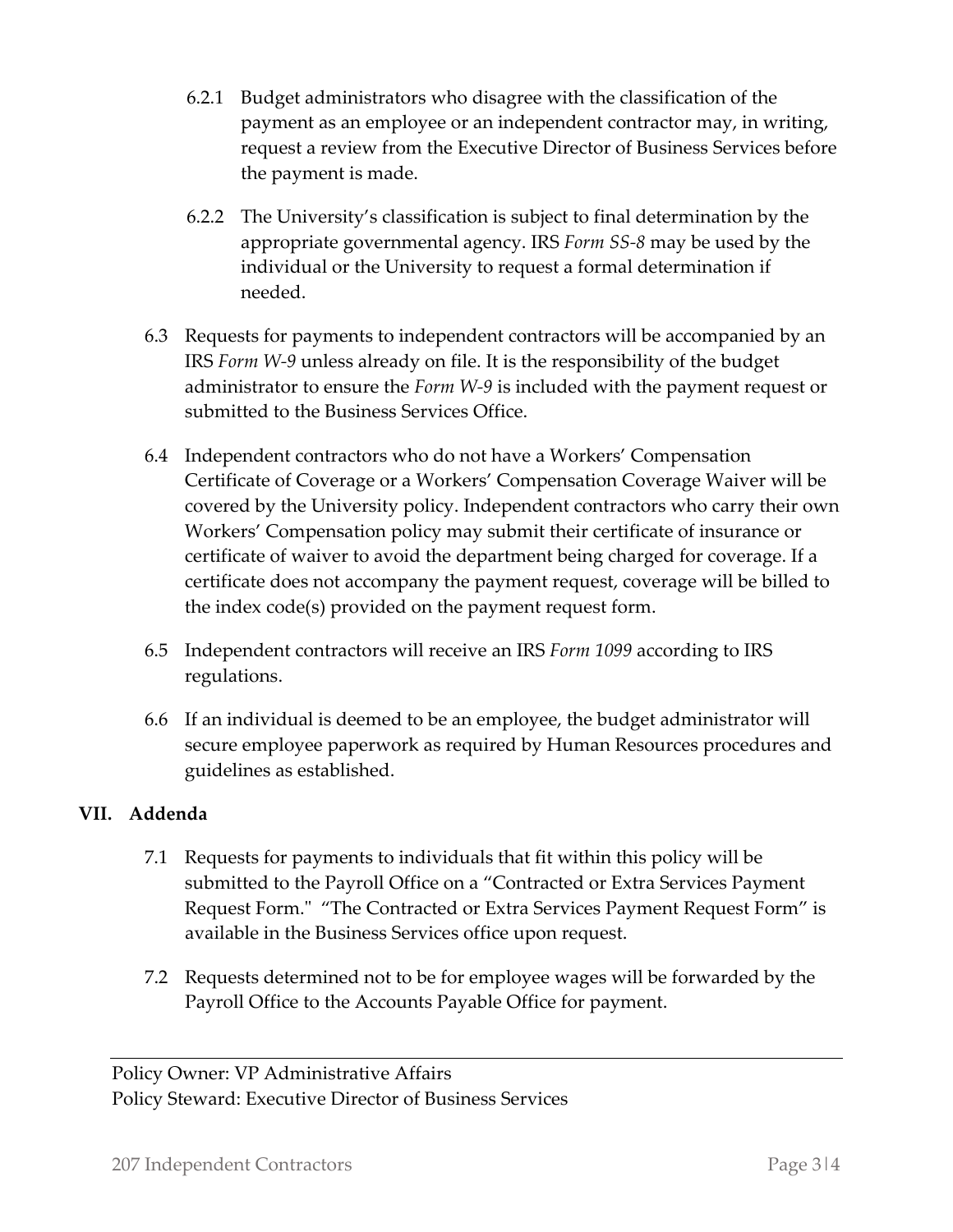6.2.1 Budget administrators who disagree with the classification of the payment as an employee or an independent contractor may, in writing, request a review from the Executive Director of Business Services before the payment is made.

6.2.2 The University's classification is subject to final determination by the appropriate governmental agency. IRS *Form SS-8* may be used by the individual or the University to request a formal determination if needed.

6.3 Requests for payments to independent contractors will be accompanied by an IRS *Form W-9* unless already on file. It is the responsibility of the budget administrator to ensure the *Form W-9* is included with the payment request or submitted to the Business Services Office.

6.4 Independent contractors who do not have a Workers' Compensation Certificate of Coverage or a Workers' Compensation Coverage Waiver will be covered by the University policy. Independent contractors who carry their own Workers' Compensation policy may submit their certificate of insurance or certificate of waiver to avoid the department being charged for coverage. If a certificate does not accompany the payment request, coverage will be billed to the index code(s) provided on the payment request form.

6.5 Independent contractors will receive an IRS *Form 1099* according to IRS regulations.

6.6 If an individual is deemed to be an employee, the budget administrator will secure employee paperwork as required by Human Resources procedures and guidelines as established.

## VII. Addenda

7.1 Requests for payments to individuals that fit within this policy will be submitted to the Payroll Office on a "Contracted or Extra Services Payment Request Form." "The Contracted or Extra Services Payment Request Form" is available in the Business Services office upon request.

7.2 Requests determined not to be for employee wages will be forwarded by the Payroll Office to the Accounts Payable Office for payment.

---

Policy Owner: VP Administrative Affairs
Policy Steward: Executive Director of Business Services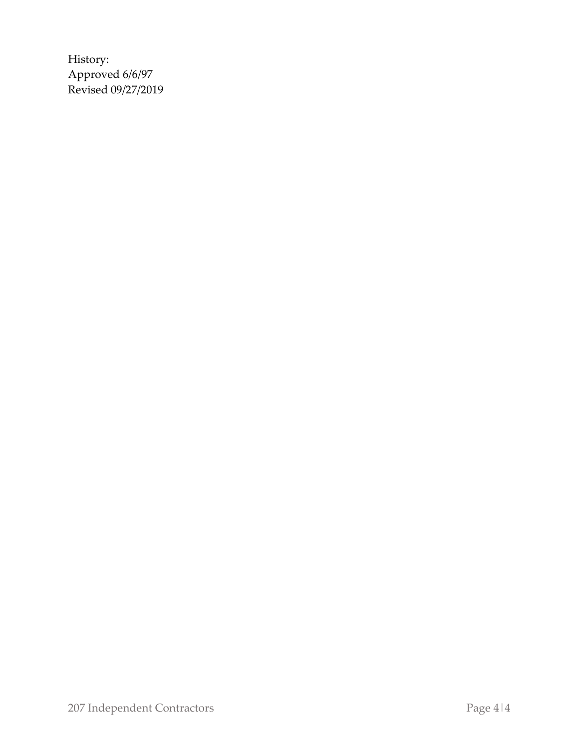History:
Approved 6/6/97
Revised 09/27/2019